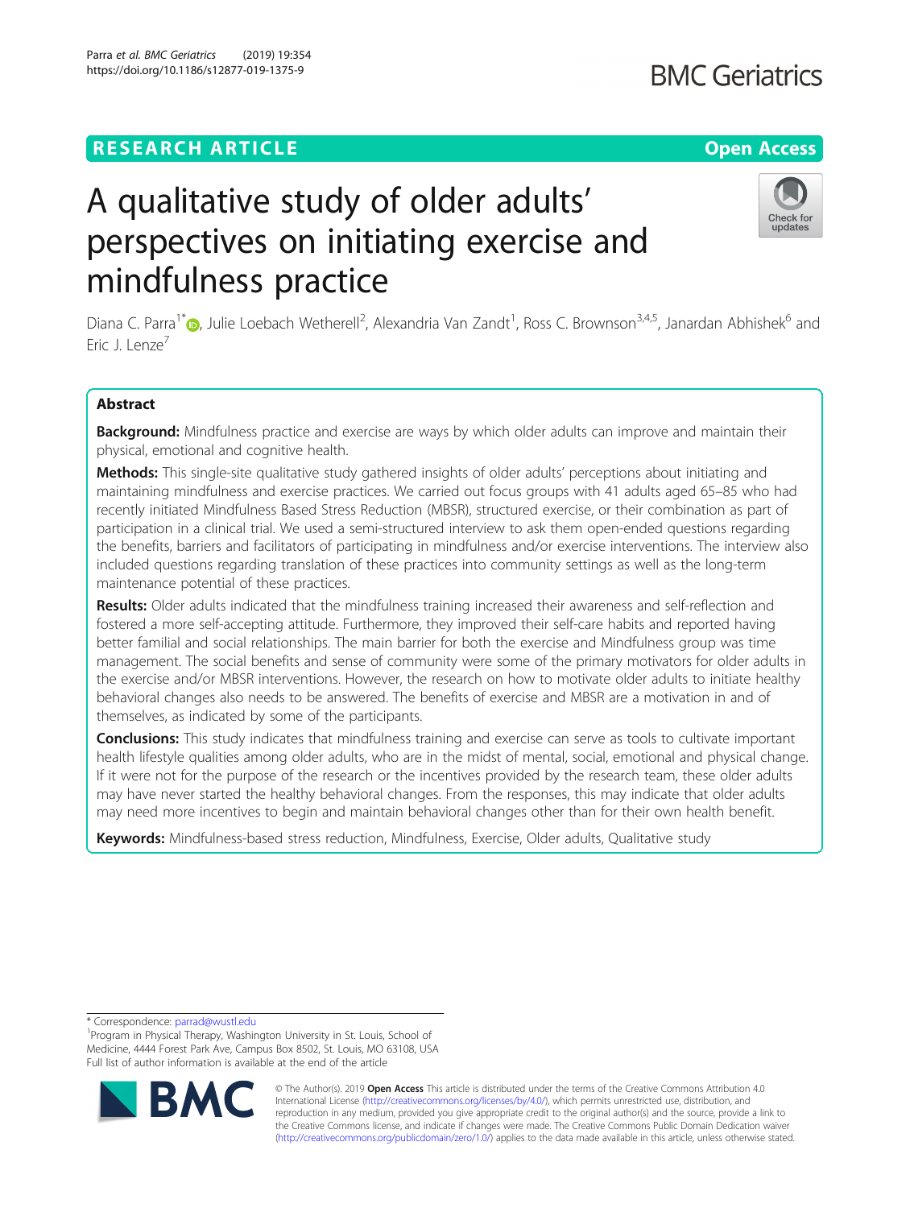RESEARCH ARTICLE

Open Access

# A qualitative study of older adults' perspectives on initiating exercise and mindfulness practice

Diana C. Parra[1*], Julie Loebach Wetherell[2], Alexandria Van Zandt[1], Ross C. Brownson[3,4,5], Janardan Abhishek[6] and Eric J. Lenze[7]

## Abstract

**Background:** Mindfulness practice and exercise are ways by which older adults can improve and maintain their physical, emotional and cognitive health.

**Methods:** This single-site qualitative study gathered insights of older adults' perceptions about initiating and maintaining mindfulness and exercise practices. We carried out focus groups with 41 adults aged 65–85 who had recently initiated Mindfulness Based Stress Reduction (MBSR), structured exercise, or their combination as part of participation in a clinical trial. We used a semi-structured interview to ask them open-ended questions regarding the benefits, barriers and facilitators of participating in mindfulness and/or exercise interventions. The interview also included questions regarding translation of these practices into community settings as well as the long-term maintenance potential of these practices.

**Results:** Older adults indicated that the mindfulness training increased their awareness and self-reflection and fostered a more self-accepting attitude. Furthermore, they improved their self-care habits and reported having better familial and social relationships. The main barrier for both the exercise and Mindfulness group was time management. The social benefits and sense of community were some of the primary motivators for older adults in the exercise and/or MBSR interventions. However, the research on how to motivate older adults to initiate healthy behavioral changes also needs to be answered. The benefits of exercise and MBSR are a motivation in and of themselves, as indicated by some of the participants.

**Conclusions:** This study indicates that mindfulness training and exercise can serve as tools to cultivate important health lifestyle qualities among older adults, who are in the midst of mental, social, emotional and physical change. If it were not for the purpose of the research or the incentives provided by the research team, these older adults may have never started the healthy behavioral changes. From the responses, this may indicate that older adults may need more incentives to begin and maintain behavioral changes other than for their own health benefit.

**Keywords:** Mindfulness-based stress reduction, Mindfulness, Exercise, Older adults, Qualitative study

\* Correspondence: parrad@wustl.edu

[1]Program in Physical Therapy, Washington University in St. Louis, School of Medicine, 4444 Forest Park Ave, Campus Box 8502, St. Louis, MO 63108, USA

Full list of author information is available at the end of the article

© The Author(s). 2019 **Open Access** This article is distributed under the terms of the Creative Commons Attribution 4.0 International License (http://creativecommons.org/licenses/by/4.0/), which permits unrestricted use, distribution, and reproduction in any medium, provided you give appropriate credit to the original author(s) and the source, provide a link to the Creative Commons license, and indicate if changes were made. The Creative Commons Public Domain Dedication waiver (http://creativecommons.org/publicdomain/zero/1.0/) applies to the data made available in this article, unless otherwise stated.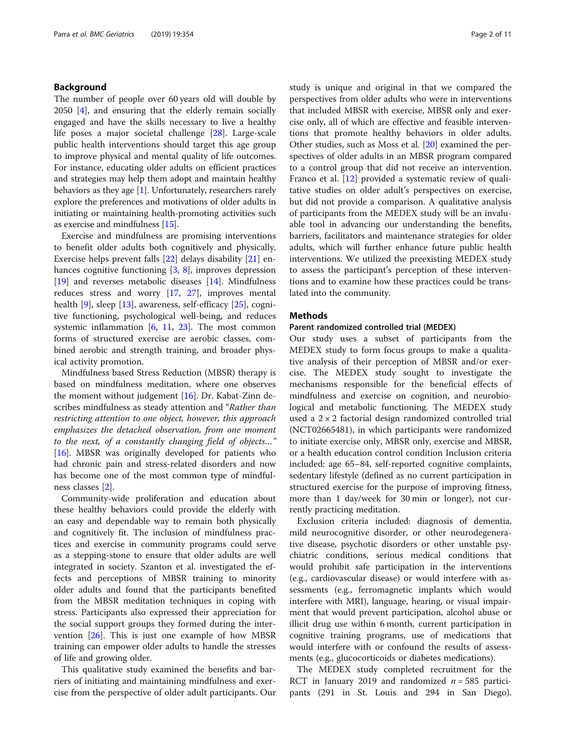## Background

The number of people over 60 years old will double by 2050 [4], and ensuring that the elderly remain socially engaged and have the skills necessary to live a healthy life poses a major societal challenge [28]. Large-scale public health interventions should target this age group to improve physical and mental quality of life outcomes. For instance, educating older adults on efficient practices and strategies may help them adopt and maintain healthy behaviors as they age [1]. Unfortunately, researchers rarely explore the preferences and motivations of older adults in initiating or maintaining health-promoting activities such as exercise and mindfulness [15].

Exercise and mindfulness are promising interventions to benefit older adults both cognitively and physically. Exercise helps prevent falls [22] delays disability [21] enhances cognitive functioning [3, 8], improves depression [19] and reverses metabolic diseases [14]. Mindfulness reduces stress and worry [17, 27], improves mental health [9], sleep [13], awareness, self-efficacy [25], cognitive functioning, psychological well-being, and reduces systemic inflammation [6, 11, 23]. The most common forms of structured exercise are aerobic classes, combined aerobic and strength training, and broader physical activity promotion.

Mindfulness based Stress Reduction (MBSR) therapy is based on mindfulness meditation, where one observes the moment without judgement [16]. Dr. Kabat-Zinn describes mindfulness as steady attention and "*Rather than restricting attention to one object, however, this approach emphasizes the detached observation, from one moment to the next, of a constantly changing field of objects…*" [16]. MBSR was originally developed for patients who had chronic pain and stress-related disorders and now has become one of the most common type of mindfulness classes [2].

Community-wide proliferation and education about these healthy behaviors could provide the elderly with an easy and dependable way to remain both physically and cognitively fit. The inclusion of mindfulness practices and exercise in community programs could serve as a stepping-stone to ensure that older adults are well integrated in society. Szanton et al. investigated the effects and perceptions of MBSR training to minority older adults and found that the participants benefited from the MBSR meditation techniques in coping with stress. Participants also expressed their appreciation for the social support groups they formed during the intervention [26]. This is just one example of how MBSR training can empower older adults to handle the stresses of life and growing older.

This qualitative study examined the benefits and barriers of initiating and maintaining mindfulness and exercise from the perspective of older adult participants. Our study is unique and original in that we compared the perspectives from older adults who were in interventions that included MBSR with exercise, MBSR only and exercise only, all of which are effective and feasible interventions that promote healthy behaviors in older adults. Other studies, such as Moss et al. [20] examined the perspectives of older adults in an MBSR program compared to a control group that did not receive an intervention. Franco et al. [12] provided a systematic review of qualitative studies on older adult's perspectives on exercise, but did not provide a comparison. A qualitative analysis of participants from the MEDEX study will be an invaluable tool in advancing our understanding the benefits, barriers, facilitators and maintenance strategies for older adults, which will further enhance future public health interventions. We utilized the preexisting MEDEX study to assess the participant's perception of these interventions and to examine how these practices could be translated into the community.

## Methods

### Parent randomized controlled trial (MEDEX)

Our study uses a subset of participants from the MEDEX study to form focus groups to make a qualitative analysis of their perception of MBSR and/or exercise. The MEDEX study sought to investigate the mechanisms responsible for the beneficial effects of mindfulness and exercise on cognition, and neurobiological and metabolic functioning. The MEDEX study used a 2 × 2 factorial design randomized controlled trial (NCT02665481), in which participants were randomized to initiate exercise only, MBSR only, exercise and MBSR, or a health education control condition Inclusion criteria included: age 65–84, self-reported cognitive complaints, sedentary lifestyle (defined as no current participation in structured exercise for the purpose of improving fitness, more than 1 day/week for 30 min or longer), not currently practicing meditation.

Exclusion criteria included: diagnosis of dementia, mild neurocognitive disorder, or other neurodegenerative disease, psychotic disorders or other unstable psychiatric conditions, serious medical conditions that would prohibit safe participation in the interventions (e.g., cardiovascular disease) or would interfere with assessments (e.g., ferromagnetic implants which would interfere with MRI), language, hearing, or visual impairment that would prevent participation, alcohol abuse or illicit drug use within 6 month, current participation in cognitive training programs, use of medications that would interfere with or confound the results of assessments (e.g., glucocorticoids or diabetes medications).

The MEDEX study completed recruitment for the RCT in January 2019 and randomized $n = 585$ participants (291 in St. Louis and 294 in San Diego).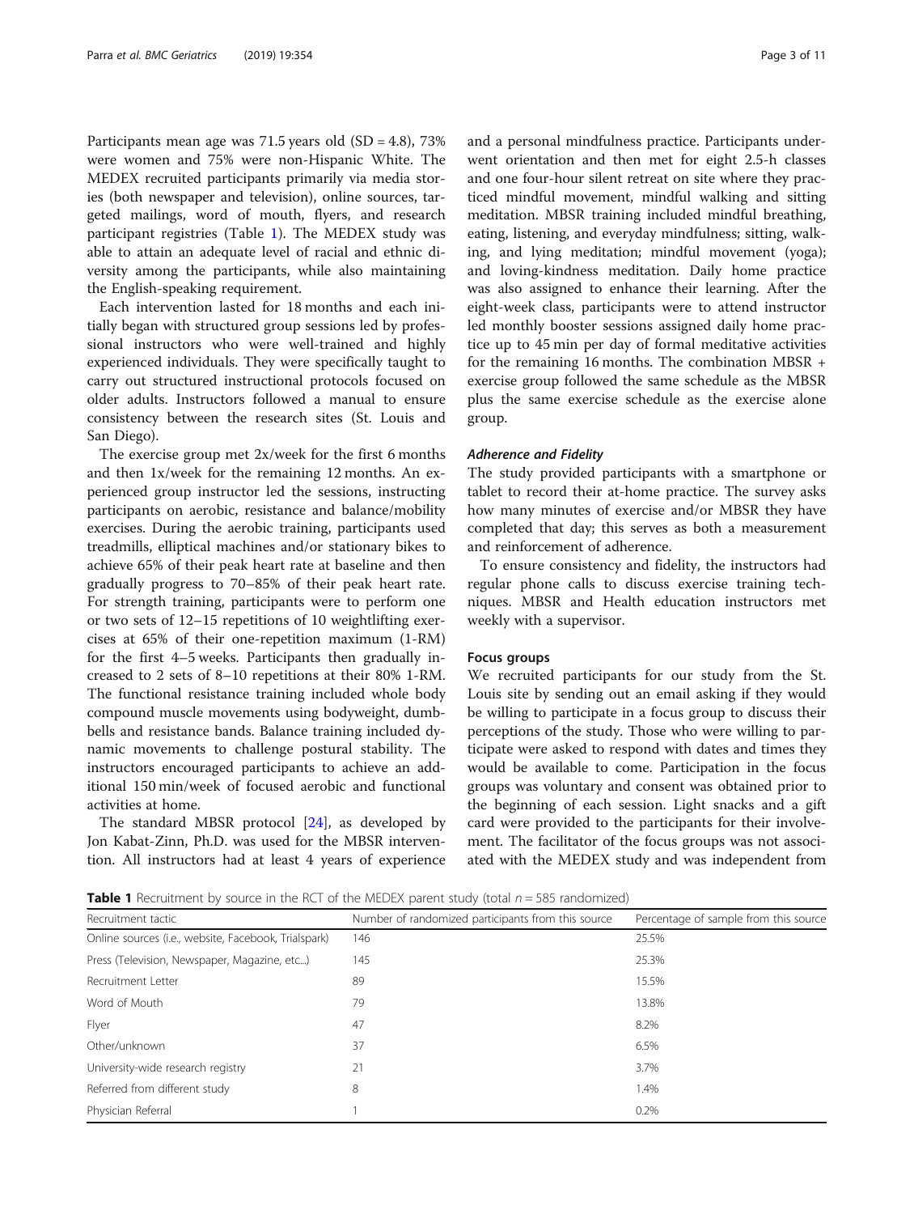Participants mean age was 71.5 years old (SD = 4.8), 73% were women and 75% were non-Hispanic White. The MEDEX recruited participants primarily via media stories (both newspaper and television), online sources, targeted mailings, word of mouth, flyers, and research participant registries (Table 1). The MEDEX study was able to attain an adequate level of racial and ethnic diversity among the participants, while also maintaining the English-speaking requirement.

Each intervention lasted for 18 months and each initially began with structured group sessions led by professional instructors who were well-trained and highly experienced individuals. They were specifically taught to carry out structured instructional protocols focused on older adults. Instructors followed a manual to ensure consistency between the research sites (St. Louis and San Diego).

The exercise group met 2x/week for the first 6 months and then 1x/week for the remaining 12 months. An experienced group instructor led the sessions, instructing participants on aerobic, resistance and balance/mobility exercises. During the aerobic training, participants used treadmills, elliptical machines and/or stationary bikes to achieve 65% of their peak heart rate at baseline and then gradually progress to 70–85% of their peak heart rate. For strength training, participants were to perform one or two sets of 12–15 repetitions of 10 weightlifting exercises at 65% of their one-repetition maximum (1-RM) for the first 4–5 weeks. Participants then gradually increased to 2 sets of 8–10 repetitions at their 80% 1-RM. The functional resistance training included whole body compound muscle movements using bodyweight, dumbbells and resistance bands. Balance training included dynamic movements to challenge postural stability. The instructors encouraged participants to achieve an additional 150 min/week of focused aerobic and functional activities at home.

The standard MBSR protocol [24], as developed by Jon Kabat-Zinn, Ph.D. was used for the MBSR intervention. All instructors had at least 4 years of experience and a personal mindfulness practice. Participants underwent orientation and then met for eight 2.5-h classes and one four-hour silent retreat on site where they practiced mindful movement, mindful walking and sitting meditation. MBSR training included mindful breathing, eating, listening, and everyday mindfulness; sitting, walking, and lying meditation; mindful movement (yoga); and loving-kindness meditation. Daily home practice was also assigned to enhance their learning. After the eight-week class, participants were to attend instructor led monthly booster sessions assigned daily home practice up to 45 min per day of formal meditative activities for the remaining 16 months. The combination MBSR + exercise group followed the same schedule as the MBSR plus the same exercise schedule as the exercise alone group.

#### *Adherence and Fidelity*

The study provided participants with a smartphone or tablet to record their at-home practice. The survey asks how many minutes of exercise and/or MBSR they have completed that day; this serves as both a measurement and reinforcement of adherence.

To ensure consistency and fidelity, the instructors had regular phone calls to discuss exercise training techniques. MBSR and Health education instructors met weekly with a supervisor.

### Focus groups

We recruited participants for our study from the St. Louis site by sending out an email asking if they would be willing to participate in a focus group to discuss their perceptions of the study. Those who were willing to participate were asked to respond with dates and times they would be available to come. Participation in the focus groups was voluntary and consent was obtained prior to the beginning of each session. Light snacks and a gift card were provided to the participants for their involvement. The facilitator of the focus groups was not associated with the MEDEX study and was independent from

**Table 1** Recruitment by source in the RCT of the MEDEX parent study (total $n = 585$ randomized)

| Recruitment tactic | Number of randomized participants from this source | Percentage of sample from this source |
|---|---|---|
| Online sources (i.e., website, Facebook, Trialspark) | 146 | 25.5% |
| Press (Television, Newspaper, Magazine, etc...) | 145 | 25.3% |
| Recruitment Letter | 89 | 15.5% |
| Word of Mouth | 79 | 13.8% |
| Flyer | 47 | 8.2% |
| Other/unknown | 37 | 6.5% |
| University-wide research registry | 21 | 3.7% |
| Referred from different study | 8 | 1.4% |
| Physician Referral | 1 | 0.2% |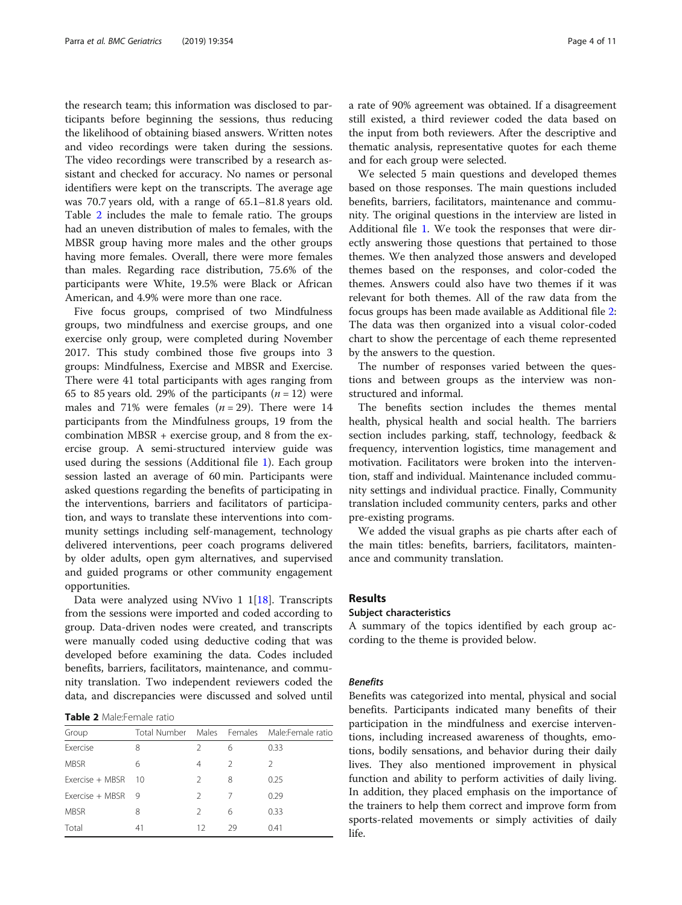the research team; this information was disclosed to participants before beginning the sessions, thus reducing the likelihood of obtaining biased answers. Written notes and video recordings were taken during the sessions. The video recordings were transcribed by a research assistant and checked for accuracy. No names or personal identifiers were kept on the transcripts. The average age was 70.7 years old, with a range of 65.1–81.8 years old. Table 2 includes the male to female ratio. The groups had an uneven distribution of males to females, with the MBSR group having more males and the other groups having more females. Overall, there were more females than males. Regarding race distribution, 75.6% of the participants were White, 19.5% were Black or African American, and 4.9% were more than one race.

Five focus groups, comprised of two Mindfulness groups, two mindfulness and exercise groups, and one exercise only group, were completed during November 2017. This study combined those five groups into 3 groups: Mindfulness, Exercise and MBSR and Exercise. There were 41 total participants with ages ranging from 65 to 85 years old. 29% of the participants ($n = 12$) were males and 71% were females ($n = 29$). There were 14 participants from the Mindfulness groups, 19 from the combination MBSR + exercise group, and 8 from the exercise group. A semi-structured interview guide was used during the sessions (Additional file 1). Each group session lasted an average of 60 min. Participants were asked questions regarding the benefits of participating in the interventions, barriers and facilitators of participation, and ways to translate these interventions into community settings including self-management, technology delivered interventions, peer coach programs delivered by older adults, open gym alternatives, and supervised and guided programs or other community engagement opportunities.

Data were analyzed using NVivo 1 1[18]. Transcripts from the sessions were imported and coded according to group. Data-driven nodes were created, and transcripts were manually coded using deductive coding that was developed before examining the data. Codes included benefits, barriers, facilitators, maintenance, and community translation. Two independent reviewers coded the data, and discrepancies were discussed and solved until a rate of 90% agreement was obtained. If a disagreement still existed, a third reviewer coded the data based on the input from both reviewers. After the descriptive and thematic analysis, representative quotes for each theme and for each group were selected.

**Table 2** Male:Female ratio

| Group | Total Number | Males | Females | Male:Female ratio |
|---|---|---|---|---|
| Exercise | 8 | 2 | 6 | 0.33 |
| MBSR | 6 | 4 | 2 | 2 |
| Exercise + MBSR | 10 | 2 | 8 | 0.25 |
| Exercise + MBSR | 9 | 2 | 7 | 0.29 |
| MBSR | 8 | 2 | 6 | 0.33 |
| Total | 41 | 12 | 29 | 0.41 |

We selected 5 main questions and developed themes based on those responses. The main questions included benefits, barriers, facilitators, maintenance and community. The original questions in the interview are listed in Additional file 1. We took the responses that were directly answering those questions that pertained to those themes. We then analyzed those answers and developed themes based on the responses, and color-coded the themes. Answers could also have two themes if it was relevant for both themes. All of the raw data from the focus groups has been made available as Additional file 2: The data was then organized into a visual color-coded chart to show the percentage of each theme represented by the answers to the question.

The number of responses varied between the questions and between groups as the interview was non-structured and informal.

The benefits section includes the themes mental health, physical health and social health. The barriers section includes parking, staff, technology, feedback & frequency, intervention logistics, time management and motivation. Facilitators were broken into the intervention, staff and individual. Maintenance included community settings and individual practice. Finally, Community translation included community centers, parks and other pre-existing programs.

We added the visual graphs as pie charts after each of the main titles: benefits, barriers, facilitators, maintenance and community translation.

## Results

### Subject characteristics

A summary of the topics identified by each group according to the theme is provided below.

#### *Benefits*

Benefits was categorized into mental, physical and social benefits. Participants indicated many benefits of their participation in the mindfulness and exercise interventions, including increased awareness of thoughts, emotions, bodily sensations, and behavior during their daily lives. They also mentioned improvement in physical function and ability to perform activities of daily living. In addition, they placed emphasis on the importance of the trainers to help them correct and improve form from sports-related movements or simply activities of daily life.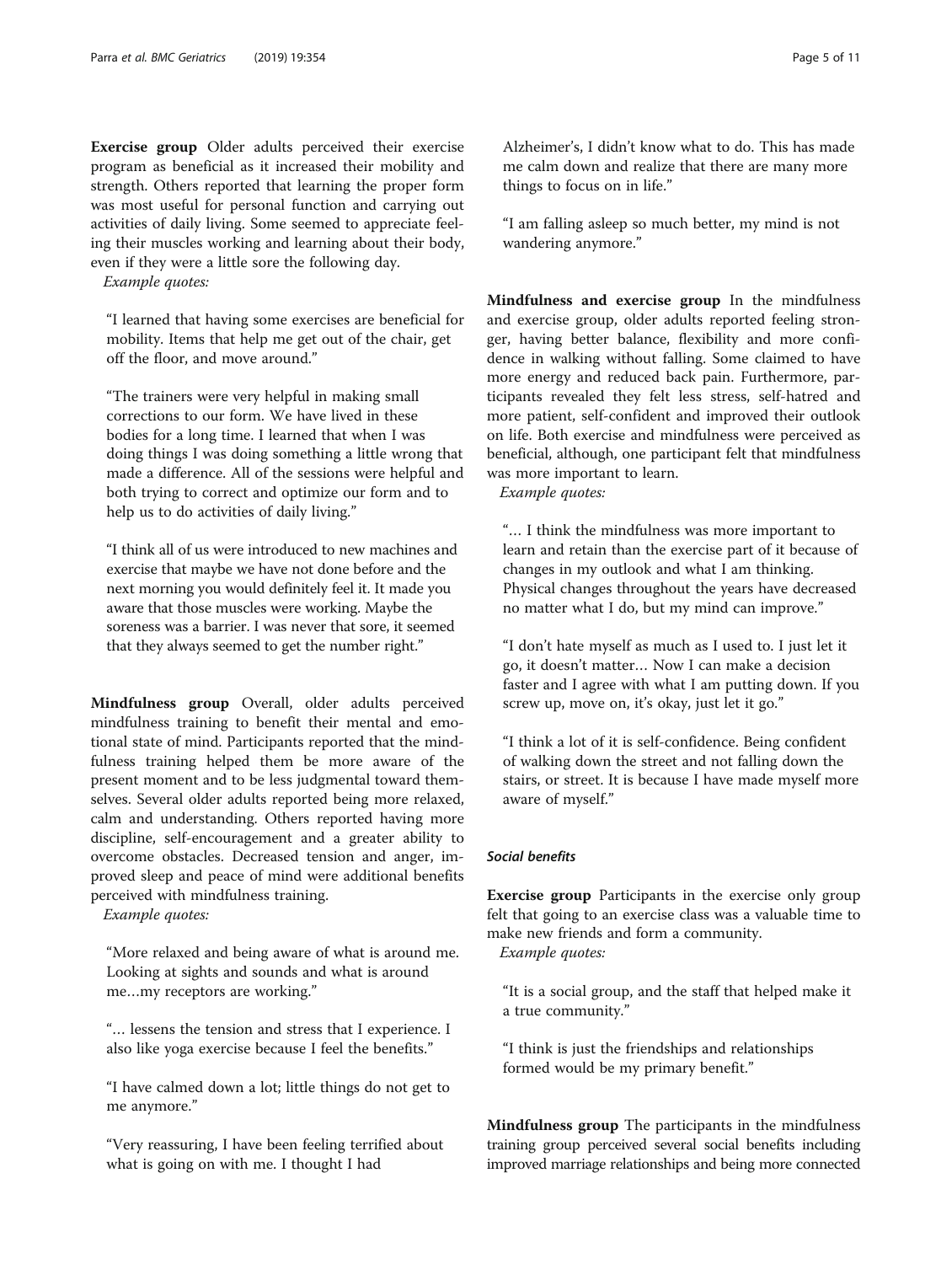**Exercise group** Older adults perceived their exercise program as beneficial as it increased their mobility and strength. Others reported that learning the proper form was most useful for personal function and carrying out activities of daily living. Some seemed to appreciate feeling their muscles working and learning about their body, even if they were a little sore the following day.

*Example quotes:*

"I learned that having some exercises are beneficial for mobility. Items that help me get out of the chair, get off the floor, and move around."

"The trainers were very helpful in making small corrections to our form. We have lived in these bodies for a long time. I learned that when I was doing things I was doing something a little wrong that made a difference. All of the sessions were helpful and both trying to correct and optimize our form and to help us to do activities of daily living."

"I think all of us were introduced to new machines and exercise that maybe we have not done before and the next morning you would definitely feel it. It made you aware that those muscles were working. Maybe the soreness was a barrier. I was never that sore, it seemed that they always seemed to get the number right."

**Mindfulness group** Overall, older adults perceived mindfulness training to benefit their mental and emotional state of mind. Participants reported that the mindfulness training helped them be more aware of the present moment and to be less judgmental toward themselves. Several older adults reported being more relaxed, calm and understanding. Others reported having more discipline, self-encouragement and a greater ability to overcome obstacles. Decreased tension and anger, improved sleep and peace of mind were additional benefits perceived with mindfulness training.

*Example quotes:*

"More relaxed and being aware of what is around me. Looking at sights and sounds and what is around me…my receptors are working."

"… lessens the tension and stress that I experience. I also like yoga exercise because I feel the benefits."

"I have calmed down a lot; little things do not get to me anymore."

"Very reassuring, I have been feeling terrified about what is going on with me. I thought I had Alzheimer's, I didn't know what to do. This has made me calm down and realize that there are many more things to focus on in life."

"I am falling asleep so much better, my mind is not wandering anymore."

**Mindfulness and exercise group** In the mindfulness and exercise group, older adults reported feeling stronger, having better balance, flexibility and more confidence in walking without falling. Some claimed to have more energy and reduced back pain. Furthermore, participants revealed they felt less stress, self-hatred and more patient, self-confident and improved their outlook on life. Both exercise and mindfulness were perceived as beneficial, although, one participant felt that mindfulness was more important to learn.

*Example quotes:*

"… I think the mindfulness was more important to learn and retain than the exercise part of it because of changes in my outlook and what I am thinking. Physical changes throughout the years have decreased no matter what I do, but my mind can improve."

"I don't hate myself as much as I used to. I just let it go, it doesn't matter… Now I can make a decision faster and I agree with what I am putting down. If you screw up, move on, it's okay, just let it go."

"I think a lot of it is self-confidence. Being confident of walking down the street and not falling down the stairs, or street. It is because I have made myself more aware of myself."

#### *Social benefits*

**Exercise group** Participants in the exercise only group felt that going to an exercise class was a valuable time to make new friends and form a community.

*Example quotes:*

"It is a social group, and the staff that helped make it a true community."

"I think is just the friendships and relationships formed would be my primary benefit."

**Mindfulness group** The participants in the mindfulness training group perceived several social benefits including improved marriage relationships and being more connected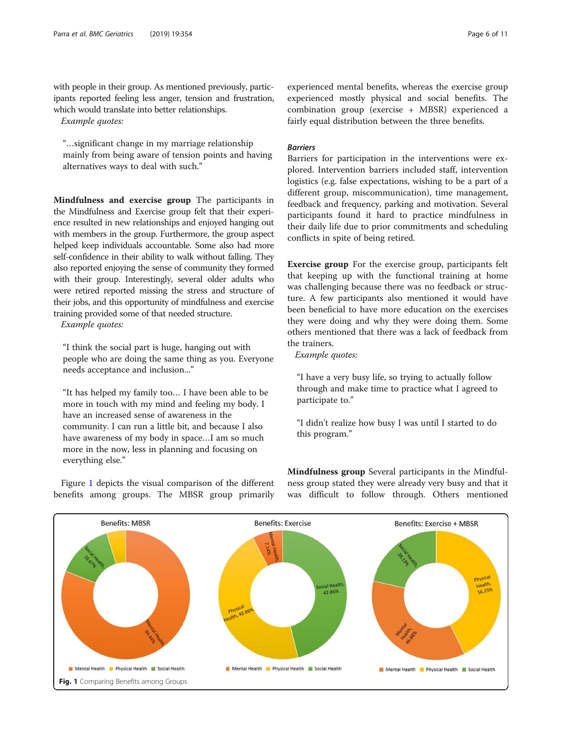with people in their group. As mentioned previously, participants reported feeling less anger, tension and frustration, which would translate into better relationships.

*Example quotes:*

> "…significant change in my marriage relationship mainly from being aware of tension points and having alternatives ways to deal with such."

**Mindfulness and exercise group** The participants in the Mindfulness and Exercise group felt that their experience resulted in new relationships and enjoyed hanging out with members in the group. Furthermore, the group aspect helped keep individuals accountable. Some also had more self-confidence in their ability to walk without falling. They also reported enjoying the sense of community they formed with their group. Interestingly, several older adults who were retired reported missing the stress and structure of their jobs, and this opportunity of mindfulness and exercise training provided some of that needed structure.

*Example quotes:*

> "I think the social part is huge, hanging out with people who are doing the same thing as you. Everyone needs acceptance and inclusion..."

> "It has helped my family too… I have been able to be more in touch with my mind and feeling my body. I have an increased sense of awareness in the community. I can run a little bit, and because I also have awareness of my body in space…I am so much more in the now, less in planning and focusing on everything else."

Figure 1 depicts the visual comparison of the different benefits among groups. The MBSR group primarily experienced mental benefits, whereas the exercise group experienced mostly physical and social benefits. The combination group (exercise + MBSR) experienced a fairly equal distribution between the three benefits.

### Barriers

Barriers for participation in the interventions were explored. Intervention barriers included staff, intervention logistics (e.g. false expectations, wishing to be a part of a different group, miscommunication), time management, feedback and frequency, parking and motivation. Several participants found it hard to practice mindfulness in their daily life due to prior commitments and scheduling conflicts in spite of being retired.

**Exercise group** For the exercise group, participants felt that keeping up with the functional training at home was challenging because there was no feedback or structure. A few participants also mentioned it would have been beneficial to have more education on the exercises they were doing and why they were doing them. Some others mentioned that there was a lack of feedback from the trainers.

*Example quotes:*

> "I have a very busy life, so trying to actually follow through and make time to practice what I agreed to participate to."

> "I didn't realize how busy I was until I started to do this program."

**Mindfulness group** Several participants in the Mindfulness group stated they were already very busy and that it was difficult to follow through. Others mentioned

**Fig. 1** Comparing Benefits among Groups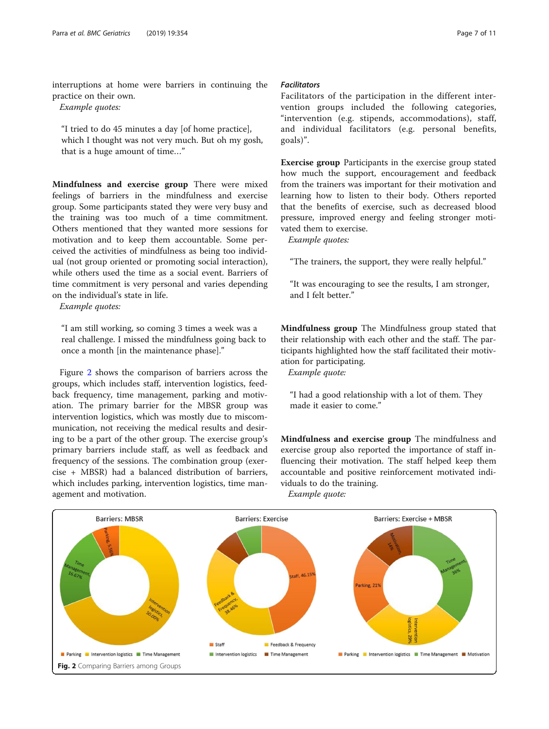interruptions at home were barriers in continuing the practice on their own.

*Example quotes:*

"I tried to do 45 minutes a day [of home practice], which I thought was not very much. But oh my gosh, that is a huge amount of time…"

**Mindfulness and exercise group** There were mixed feelings of barriers in the mindfulness and exercise group. Some participants stated they were very busy and the training was too much of a time commitment. Others mentioned that they wanted more sessions for motivation and to keep them accountable. Some perceived the activities of mindfulness as being too individual (not group oriented or promoting social interaction), while others used the time as a social event. Barriers of time commitment is very personal and varies depending on the individual's state in life.

*Example quotes:*

"I am still working, so coming 3 times a week was a real challenge. I missed the mindfulness going back to once a month [in the maintenance phase]."

Figure 2 shows the comparison of barriers across the groups, which includes staff, intervention logistics, feedback frequency, time management, parking and motivation. The primary barrier for the MBSR group was intervention logistics, which was mostly due to miscommunication, not receiving the medical results and desiring to be a part of the other group. The exercise group's primary barriers include staff, as well as feedback and frequency of the sessions. The combination group (exercise + MBSR) had a balanced distribution of barriers, which includes parking, intervention logistics, time management and motivation.

### *Facilitators*

Facilitators of the participation in the different intervention groups included the following categories, "intervention (e.g. stipends, accommodations), staff, and individual facilitators (e.g. personal benefits, goals)".

**Exercise group** Participants in the exercise group stated how much the support, encouragement and feedback from the trainers was important for their motivation and learning how to listen to their body. Others reported that the benefits of exercise, such as decreased blood pressure, improved energy and feeling stronger motivated them to exercise.

*Example quotes:*

"The trainers, the support, they were really helpful."

"It was encouraging to see the results, I am stronger, and I felt better."

**Mindfulness group** The Mindfulness group stated that their relationship with each other and the staff. The participants highlighted how the staff facilitated their motivation for participating.

*Example quote:*

"I had a good relationship with a lot of them. They made it easier to come."

**Mindfulness and exercise group** The mindfulness and exercise group also reported the importance of staff influencing their motivation. The staff helped keep them accountable and positive reinforcement motivated individuals to do the training.

*Example quote:*

Barriers: MBSR

Parking, 5.56%

Time Management, 16.67%

Intervention logistics, 50.00%

Parking | Intervention logistics | Time Management

Barriers: Exercise

Staff, 46.15%

Feedback & Frequency, 38.46%

Staff | Feedback & Frequency | Intervention logistics | Time Management

Barriers: Exercise + MBSR

Motivation, 14%

Time Management, 36%

Parking, 21%

Intervention logistics, 29%

Parking | Intervention logistics | Time Management | Motivation

**Fig. 2** Comparing Barriers among Groups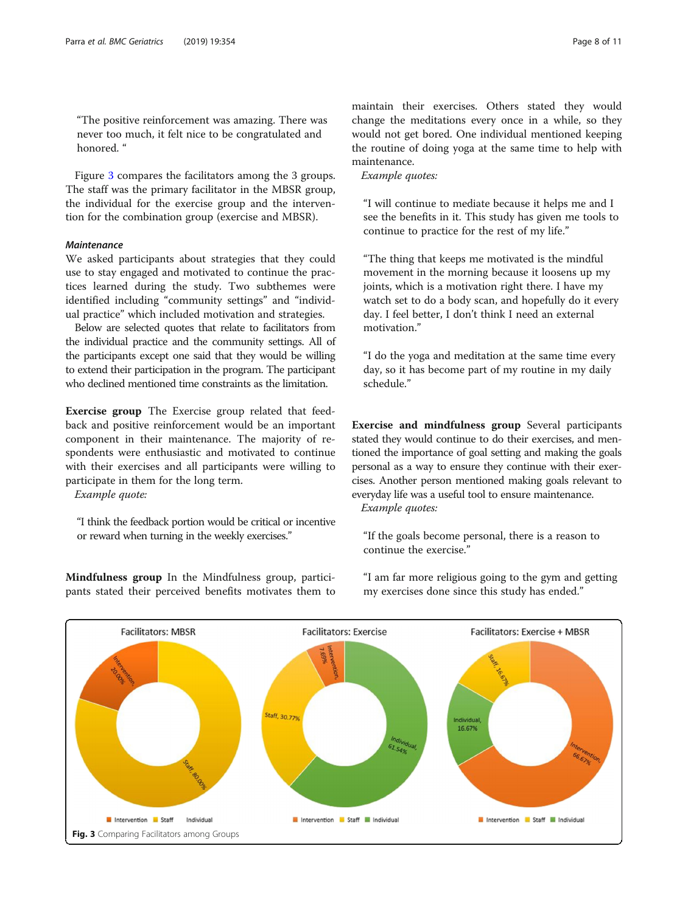"The positive reinforcement was amazing. There was never too much, it felt nice to be congratulated and honored. "

Figure 3 compares the facilitators among the 3 groups. The staff was the primary facilitator in the MBSR group, the individual for the exercise group and the intervention for the combination group (exercise and MBSR).

#### *Maintenance*

We asked participants about strategies that they could use to stay engaged and motivated to continue the practices learned during the study. Two subthemes were identified including "community settings" and "individual practice" which included motivation and strategies.

Below are selected quotes that relate to facilitators from the individual practice and the community settings. All of the participants except one said that they would be willing to extend their participation in the program. The participant who declined mentioned time constraints as the limitation.

**Exercise group** The Exercise group related that feedback and positive reinforcement would be an important component in their maintenance. The majority of respondents were enthusiastic and motivated to continue with their exercises and all participants were willing to participate in them for the long term.

*Example quote:*

"I think the feedback portion would be critical or incentive or reward when turning in the weekly exercises."

**Mindfulness group** In the Mindfulness group, participants stated their perceived benefits motivates them to maintain their exercises. Others stated they would change the meditations every once in a while, so they would not get bored. One individual mentioned keeping the routine of doing yoga at the same time to help with maintenance.

*Example quotes:*

"I will continue to mediate because it helps me and I see the benefits in it. This study has given me tools to continue to practice for the rest of my life."

"The thing that keeps me motivated is the mindful movement in the morning because it loosens up my joints, which is a motivation right there. I have my watch set to do a body scan, and hopefully do it every day. I feel better, I don't think I need an external motivation."

"I do the yoga and meditation at the same time every day, so it has become part of my routine in my daily schedule."

**Exercise and mindfulness group** Several participants stated they would continue to do their exercises, and mentioned the importance of goal setting and making the goals personal as a way to ensure they continue with their exercises. Another person mentioned making goals relevant to everyday life was a useful tool to ensure maintenance.

*Example quotes:*

"If the goals become personal, there is a reason to continue the exercise."

"I am far more religious going to the gym and getting my exercises done since this study has ended."

Facilitators: MBSR
Intervention, 20.00%
Staff, 80.00%
Intervention Staff Individual

Facilitators: Exercise
Intervention, 7.69%
Staff, 30.77%
Individual, 61.54%
Intervention Staff Individual

Facilitators: Exercise + MBSR
Staff, 16.67%
Individual, 16.67%
Intervention, 66.67%
Intervention Staff Individual

**Fig. 3** Comparing Facilitators among Groups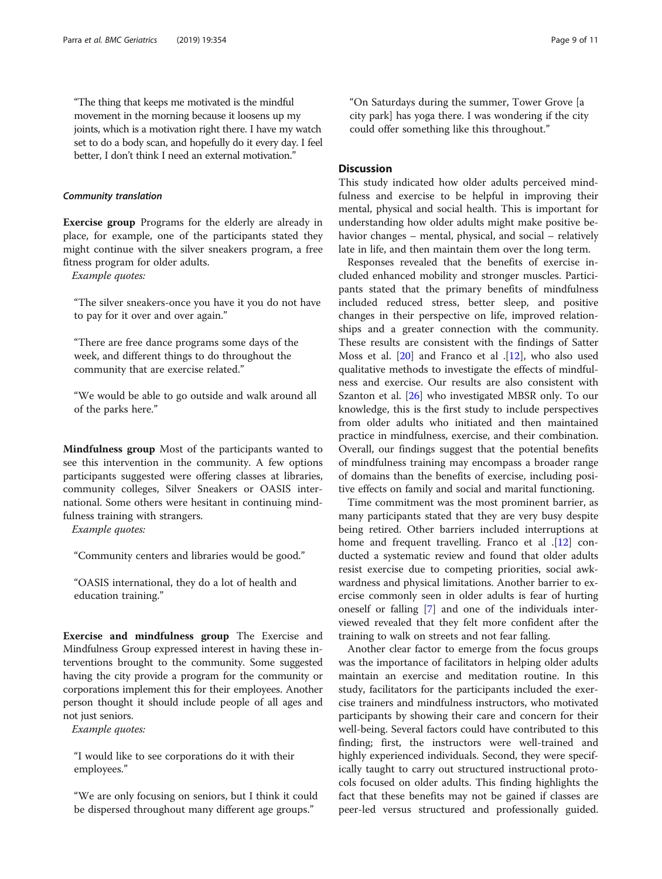"The thing that keeps me motivated is the mindful movement in the morning because it loosens up my joints, which is a motivation right there. I have my watch set to do a body scan, and hopefully do it every day. I feel better, I don't think I need an external motivation."

#### *Community translation*

**Exercise group** Programs for the elderly are already in place, for example, one of the participants stated they might continue with the silver sneakers program, a free fitness program for older adults.

*Example quotes:*

"The silver sneakers-once you have it you do not have to pay for it over and over again."

"There are free dance programs some days of the week, and different things to do throughout the community that are exercise related."

"We would be able to go outside and walk around all of the parks here."

**Mindfulness group** Most of the participants wanted to see this intervention in the community. A few options participants suggested were offering classes at libraries, community colleges, Silver Sneakers or OASIS international. Some others were hesitant in continuing mindfulness training with strangers.

*Example quotes:*

"Community centers and libraries would be good."

"OASIS international, they do a lot of health and education training."

**Exercise and mindfulness group** The Exercise and Mindfulness Group expressed interest in having these interventions brought to the community. Some suggested having the city provide a program for the community or corporations implement this for their employees. Another person thought it should include people of all ages and not just seniors.

*Example quotes:*

"I would like to see corporations do it with their employees."

"We are only focusing on seniors, but I think it could be dispersed throughout many different age groups."

"On Saturdays during the summer, Tower Grove [a city park] has yoga there. I was wondering if the city could offer something like this throughout."

## Discussion

This study indicated how older adults perceived mindfulness and exercise to be helpful in improving their mental, physical and social health. This is important for understanding how older adults might make positive behavior changes – mental, physical, and social – relatively late in life, and then maintain them over the long term.

Responses revealed that the benefits of exercise included enhanced mobility and stronger muscles. Participants stated that the primary benefits of mindfulness included reduced stress, better sleep, and positive changes in their perspective on life, improved relationships and a greater connection with the community. These results are consistent with the findings of Satter Moss et al. [20] and Franco et al .[12], who also used qualitative methods to investigate the effects of mindfulness and exercise. Our results are also consistent with Szanton et al. [26] who investigated MBSR only. To our knowledge, this is the first study to include perspectives from older adults who initiated and then maintained practice in mindfulness, exercise, and their combination. Overall, our findings suggest that the potential benefits of mindfulness training may encompass a broader range of domains than the benefits of exercise, including positive effects on family and social and marital functioning.

Time commitment was the most prominent barrier, as many participants stated that they are very busy despite being retired. Other barriers included interruptions at home and frequent travelling. Franco et al .[12] conducted a systematic review and found that older adults resist exercise due to competing priorities, social awkwardness and physical limitations. Another barrier to exercise commonly seen in older adults is fear of hurting oneself or falling [7] and one of the individuals interviewed revealed that they felt more confident after the training to walk on streets and not fear falling.

Another clear factor to emerge from the focus groups was the importance of facilitators in helping older adults maintain an exercise and meditation routine. In this study, facilitators for the participants included the exercise trainers and mindfulness instructors, who motivated participants by showing their care and concern for their well-being. Several factors could have contributed to this finding; first, the instructors were well-trained and highly experienced individuals. Second, they were specifically taught to carry out structured instructional protocols focused on older adults. This finding highlights the fact that these benefits may not be gained if classes are peer-led versus structured and professionally guided.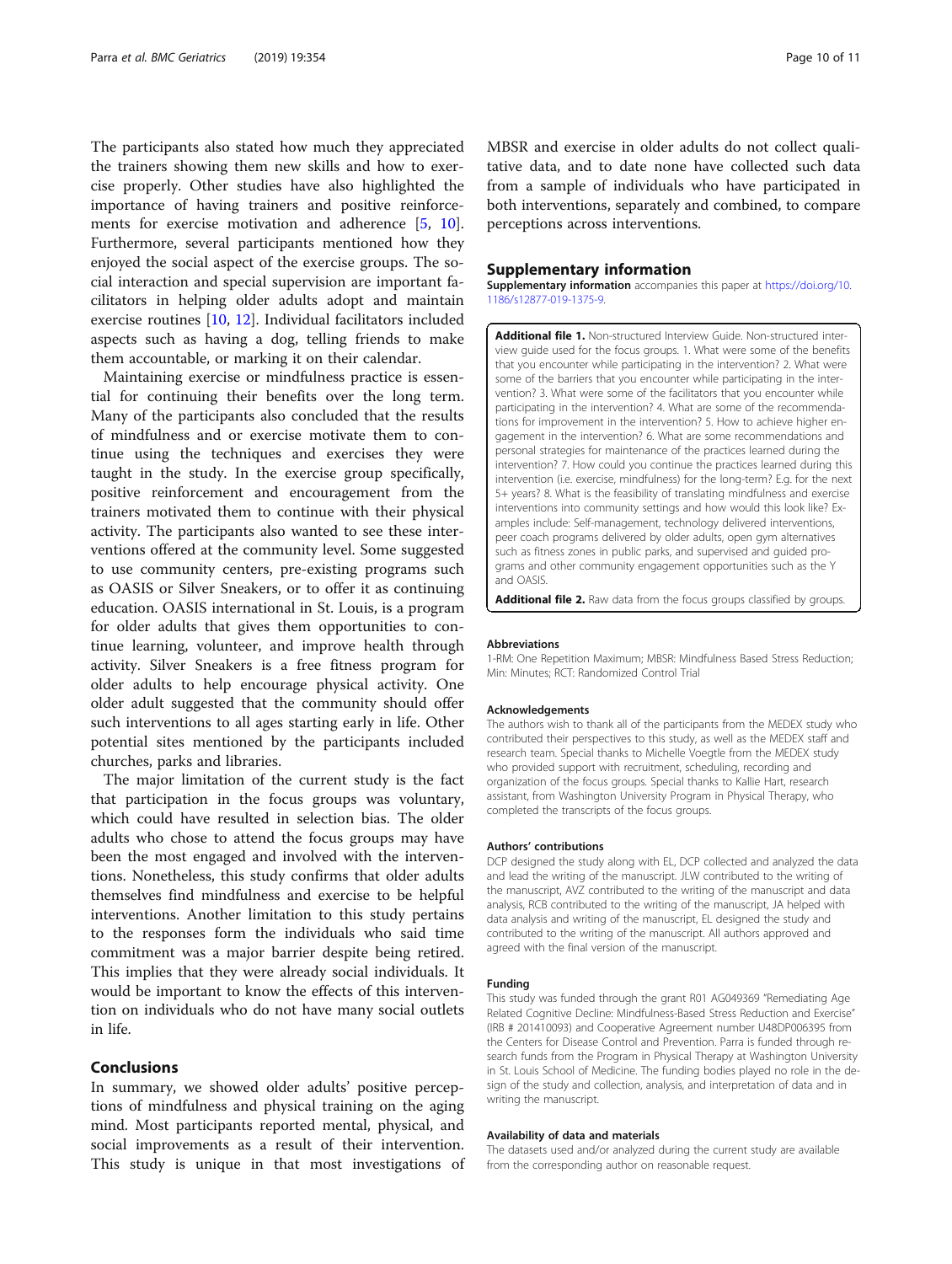The participants also stated how much they appreciated the trainers showing them new skills and how to exercise properly. Other studies have also highlighted the importance of having trainers and positive reinforcements for exercise motivation and adherence [5, 10]. Furthermore, several participants mentioned how they enjoyed the social aspect of the exercise groups. The social interaction and special supervision are important facilitators in helping older adults adopt and maintain exercise routines [10, 12]. Individual facilitators included aspects such as having a dog, telling friends to make them accountable, or marking it on their calendar.

Maintaining exercise or mindfulness practice is essential for continuing their benefits over the long term. Many of the participants also concluded that the results of mindfulness and or exercise motivate them to continue using the techniques and exercises they were taught in the study. In the exercise group specifically, positive reinforcement and encouragement from the trainers motivated them to continue with their physical activity. The participants also wanted to see these interventions offered at the community level. Some suggested to use community centers, pre-existing programs such as OASIS or Silver Sneakers, or to offer it as continuing education. OASIS international in St. Louis, is a program for older adults that gives them opportunities to continue learning, volunteer, and improve health through activity. Silver Sneakers is a free fitness program for older adults to help encourage physical activity. One older adult suggested that the community should offer such interventions to all ages starting early in life. Other potential sites mentioned by the participants included churches, parks and libraries.

The major limitation of the current study is the fact that participation in the focus groups was voluntary, which could have resulted in selection bias. The older adults who chose to attend the focus groups may have been the most engaged and involved with the interventions. Nonetheless, this study confirms that older adults themselves find mindfulness and exercise to be helpful interventions. Another limitation to this study pertains to the responses form the individuals who said time commitment was a major barrier despite being retired. This implies that they were already social individuals. It would be important to know the effects of this intervention on individuals who do not have many social outlets in life.

## Conclusions

In summary, we showed older adults' positive perceptions of mindfulness and physical training on the aging mind. Most participants reported mental, physical, and social improvements as a result of their intervention. This study is unique in that most investigations of MBSR and exercise in older adults do not collect qualitative data, and to date none have collected such data from a sample of individuals who have participated in both interventions, separately and combined, to compare perceptions across interventions.

## Supplementary information

**Supplementary information** accompanies this paper at https://doi.org/10.1186/s12877-019-1375-9.

**Additional file 1.** Non-structured Interview Guide. Non-structured interview guide used for the focus groups. 1. What were some of the benefits that you encounter while participating in the intervention? 2. What were some of the barriers that you encounter while participating in the intervention? 3. What were some of the facilitators that you encounter while participating in the intervention? 4. What are some of the recommendations for improvement in the intervention? 5. How to achieve higher engagement in the intervention? 6. What are some recommendations and personal strategies for maintenance of the practices learned during the intervention? 7. How could you continue the practices learned during this intervention (i.e. exercise, mindfulness) for the long-term? E.g. for the next 5+ years? 8. What is the feasibility of translating mindfulness and exercise interventions into community settings and how would this look like? Examples include: Self-management, technology delivered interventions, peer coach programs delivered by older adults, open gym alternatives such as fitness zones in public parks, and supervised and guided programs and other community engagement opportunities such as the Y and OASIS.

**Additional file 2.** Raw data from the focus groups classified by groups.

#### Abbreviations

1-RM: One Repetition Maximum; MBSR: Mindfulness Based Stress Reduction; Min: Minutes; RCT: Randomized Control Trial

#### Acknowledgements

The authors wish to thank all of the participants from the MEDEX study who contributed their perspectives to this study, as well as the MEDEX staff and research team. Special thanks to Michelle Voegtle from the MEDEX study who provided support with recruitment, scheduling, recording and organization of the focus groups. Special thanks to Kallie Hart, research assistant, from Washington University Program in Physical Therapy, who completed the transcripts of the focus groups.

#### Authors' contributions

DCP designed the study along with EL, DCP collected and analyzed the data and lead the writing of the manuscript. JLW contributed to the writing of the manuscript, AVZ contributed to the writing of the manuscript and data analysis, RCB contributed to the writing of the manuscript, JA helped with data analysis and writing of the manuscript, EL designed the study and contributed to the writing of the manuscript. All authors approved and agreed with the final version of the manuscript.

#### Funding

This study was funded through the grant R01 AG049369 "Remediating Age Related Cognitive Decline: Mindfulness-Based Stress Reduction and Exercise" (IRB # 201410093) and Cooperative Agreement number U48DP006395 from the Centers for Disease Control and Prevention. Parra is funded through research funds from the Program in Physical Therapy at Washington University in St. Louis School of Medicine. The funding bodies played no role in the design of the study and collection, analysis, and interpretation of data and in writing the manuscript.

#### Availability of data and materials

The datasets used and/or analyzed during the current study are available from the corresponding author on reasonable request.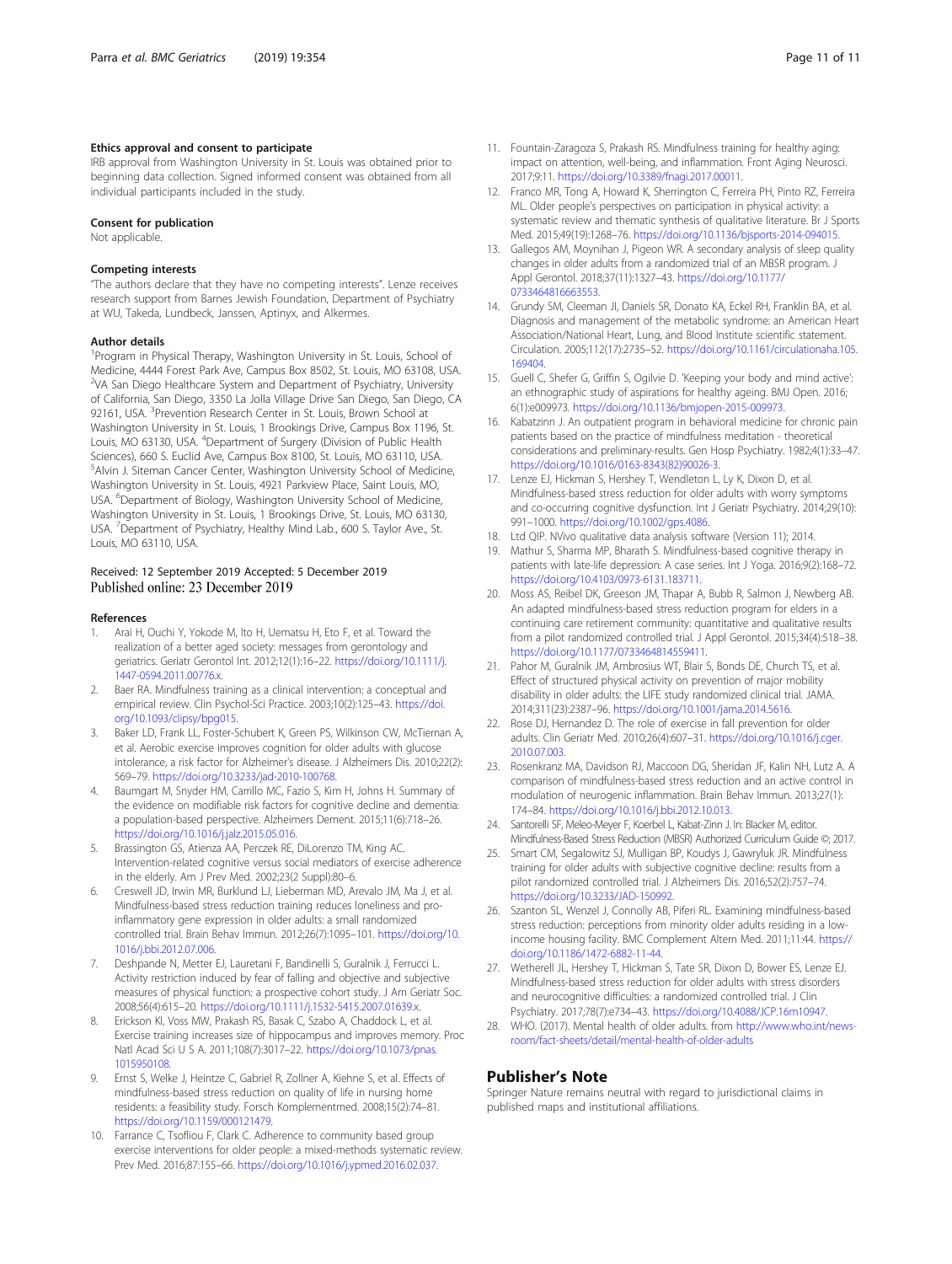#### Ethics approval and consent to participate

IRB approval from Washington University in St. Louis was obtained prior to beginning data collection. Signed informed consent was obtained from all individual participants included in the study.

#### Consent for publication

Not applicable.

#### Competing interests

"The authors declare that they have no competing interests". Lenze receives research support from Barnes Jewish Foundation, Department of Psychiatry at WU, Takeda, Lundbeck, Janssen, Aptinyx, and Alkermes.

#### Author details

[1]Program in Physical Therapy, Washington University in St. Louis, School of Medicine, 4444 Forest Park Ave, Campus Box 8502, St. Louis, MO 63108, USA. [2]VA San Diego Healthcare System and Department of Psychiatry, University of California, San Diego, 3350 La Jolla Village Drive San Diego, San Diego, CA 92161, USA. [3]Prevention Research Center in St. Louis, Brown School at Washington University in St. Louis, 1 Brookings Drive, Campus Box 1196, St. Louis, MO 63130, USA. [4]Department of Surgery (Division of Public Health Sciences), 660 S. Euclid Ave, Campus Box 8100, St. Louis, MO 63110, USA. [5]Alvin J. Siteman Cancer Center, Washington University School of Medicine, Washington University in St. Louis, 4921 Parkview Place, Saint Louis, MO, USA. [6]Department of Biology, Washington University School of Medicine, Washington University in St. Louis, 1 Brookings Drive, St. Louis, MO 63130, USA. [7]Department of Psychiatry, Healthy Mind Lab., 600 S. Taylor Ave., St. Louis, MO 63110, USA.

Received: 12 September 2019 Accepted: 5 December 2019
Published online: 23 December 2019

#### References

1. Arai H, Ouchi Y, Yokode M, Ito H, Uematsu H, Eto F, et al. Toward the realization of a better aged society: messages from gerontology and geriatrics. Geriatr Gerontol Int. 2012;12(1):16–22. https://doi.org/10.1111/j.1447-0594.2011.00776.x.
2. Baer RA. Mindfulness training as a clinical intervention: a conceptual and empirical review. Clin Psychol-Sci Practice. 2003;10(2):125–43. https://doi.org/10.1093/clipsy/bpg015.
3. Baker LD, Frank LL, Foster-Schubert K, Green PS, Wilkinson CW, McTiernan A, et al. Aerobic exercise improves cognition for older adults with glucose intolerance, a risk factor for Alzheimer's disease. J Alzheimers Dis. 2010;22(2):569–79. https://doi.org/10.3233/jad-2010-100768.
4. Baumgart M, Snyder HM, Carrillo MC, Fazio S, Kim H, Johns H. Summary of the evidence on modifiable risk factors for cognitive decline and dementia: a population-based perspective. Alzheimers Dement. 2015;11(6):718–26. https://doi.org/10.1016/j.jalz.2015.05.016.
5. Brassington GS, Atienza AA, Perczek RE, DiLorenzo TM, King AC. Intervention-related cognitive versus social mediators of exercise adherence in the elderly. Am J Prev Med. 2002;23(2 Suppl):80–6.
6. Creswell JD, Irwin MR, Burklund LJ, Lieberman MD, Arevalo JM, Ma J, et al. Mindfulness-based stress reduction training reduces loneliness and pro-inflammatory gene expression in older adults: a small randomized controlled trial. Brain Behav Immun. 2012;26(7):1095–101. https://doi.org/10.1016/j.bbi.2012.07.006.
7. Deshpande N, Metter EJ, Lauretani F, Bandinelli S, Guralnik J, Ferrucci L. Activity restriction induced by fear of falling and objective and subjective measures of physical function: a prospective cohort study. J Am Geriatr Soc. 2008;56(4):615–20. https://doi.org/10.1111/j.1532-5415.2007.01639.x.
8. Erickson KI, Voss MW, Prakash RS, Basak C, Szabo A, Chaddock L, et al. Exercise training increases size of hippocampus and improves memory. Proc Natl Acad Sci U S A. 2011;108(7):3017–22. https://doi.org/10.1073/pnas.1015950108.
9. Ernst S, Welke J, Heintze C, Gabriel R, Zollner A, Kiehne S, et al. Effects of mindfulness-based stress reduction on quality of life in nursing home residents: a feasibility study. Forsch Komplementmed. 2008;15(2):74–81. https://doi.org/10.1159/000121479.
10. Farrance C, Tsofliou F, Clark C. Adherence to community based group exercise interventions for older people: a mixed-methods systematic review. Prev Med. 2016;87:155–66. https://doi.org/10.1016/j.ypmed.2016.02.037.
11. Fountain-Zaragoza S, Prakash RS. Mindfulness training for healthy aging: impact on attention, well-being, and inflammation. Front Aging Neurosci. 2017;9:11. https://doi.org/10.3389/fnagi.2017.00011.
12. Franco MR, Tong A, Howard K, Sherrington C, Ferreira PH, Pinto RZ, Ferreira ML. Older people's perspectives on participation in physical activity: a systematic review and thematic synthesis of qualitative literature. Br J Sports Med. 2015;49(19):1268–76. https://doi.org/10.1136/bjsports-2014-094015.
13. Gallegos AM, Moynihan J, Pigeon WR. A secondary analysis of sleep quality changes in older adults from a randomized trial of an MBSR program. J Appl Gerontol. 2018;37(11):1327–43. https://doi.org/10.1177/0733464816663553.
14. Grundy SM, Cleeman JI, Daniels SR, Donato KA, Eckel RH, Franklin BA, et al. Diagnosis and management of the metabolic syndrome: an American Heart Association/National Heart, Lung, and Blood Institute scientific statement. Circulation. 2005;112(17):2735–52. https://doi.org/10.1161/circulationaha.105.169404.
15. Guell C, Shefer G, Griffin S, Ogilvie D. 'Keeping your body and mind active': an ethnographic study of aspirations for healthy ageing. BMJ Open. 2016;6(1):e009973. https://doi.org/10.1136/bmjopen-2015-009973.
16. Kabatzinn J. An outpatient program in behavioral medicine for chronic pain patients based on the practice of mindfulness meditation - theoretical considerations and preliminary-results. Gen Hosp Psychiatry. 1982;4(1):33–47. https://doi.org/10.1016/0163-8343(82)90026-3.
17. Lenze EJ, Hickman S, Hershey T, Wendleton L, Ly K, Dixon D, et al. Mindfulness-based stress reduction for older adults with worry symptoms and co-occurring cognitive dysfunction. Int J Geriatr Psychiatry. 2014;29(10):991–1000. https://doi.org/10.1002/gps.4086.
18. Ltd QIP. NVivo qualitative data analysis software (Version 11); 2014.
19. Mathur S, Sharma MP, Bharath S. Mindfulness-based cognitive therapy in patients with late-life depression: A case series. Int J Yoga. 2016;9(2):168–72. https://doi.org/10.4103/0973-6131.183711.
20. Moss AS, Reibel DK, Greeson JM, Thapar A, Bubb R, Salmon J, Newberg AB. An adapted mindfulness-based stress reduction program for elders in a continuing care retirement community: quantitative and qualitative results from a pilot randomized controlled trial. J Appl Gerontol. 2015;34(4):518–38. https://doi.org/10.1177/0733464814559411.
21. Pahor M, Guralnik JM, Ambrosius WT, Blair S, Bonds DE, Church TS, et al. Effect of structured physical activity on prevention of major mobility disability in older adults: the LIFE study randomized clinical trial. JAMA. 2014;311(23):2387–96. https://doi.org/10.1001/jama.2014.5616.
22. Rose DJ, Hernandez D. The role of exercise in fall prevention for older adults. Clin Geriatr Med. 2010;26(4):607–31. https://doi.org/10.1016/j.cger.2010.07.003.
23. Rosenkranz MA, Davidson RJ, Maccoon DG, Sheridan JF, Kalin NH, Lutz A. A comparison of mindfulness-based stress reduction and an active control in modulation of neurogenic inflammation. Brain Behav Immun. 2013;27(1):174–84. https://doi.org/10.1016/j.bbi.2012.10.013.
24. Santorelli SF, Meleo-Meyer F, Koerbel L, Kabat-Zinn J. In: Blacker M, editor. Mindfulness-Based Stress Reduction (MBSR) Authorized Curriculum Guide ©; 2017.
25. Smart CM, Segalowitz SJ, Mulligan BP, Koudys J, Gawryluk JR. Mindfulness training for older adults with subjective cognitive decline: results from a pilot randomized controlled trial. J Alzheimers Dis. 2016;52(2):757–74. https://doi.org/10.3233/JAD-150992.
26. Szanton SL, Wenzel J, Connolly AB, Piferi RL. Examining mindfulness-based stress reduction: perceptions from minority older adults residing in a low-income housing facility. BMC Complement Altern Med. 2011;11:44. https://doi.org/10.1186/1472-6882-11-44.
27. Wetherell JL, Hershey T, Hickman S, Tate SR, Dixon D, Bower ES, Lenze EJ. Mindfulness-based stress reduction for older adults with stress disorders and neurocognitive difficulties: a randomized controlled trial. J Clin Psychiatry. 2017;78(7):e734–43. https://doi.org/10.4088/JCP.16m10947.
28. WHO. (2017). Mental health of older adults. from http://www.who.int/news-room/fact-sheets/detail/mental-health-of-older-adults

## Publisher's Note

Springer Nature remains neutral with regard to jurisdictional claims in published maps and institutional affiliations.